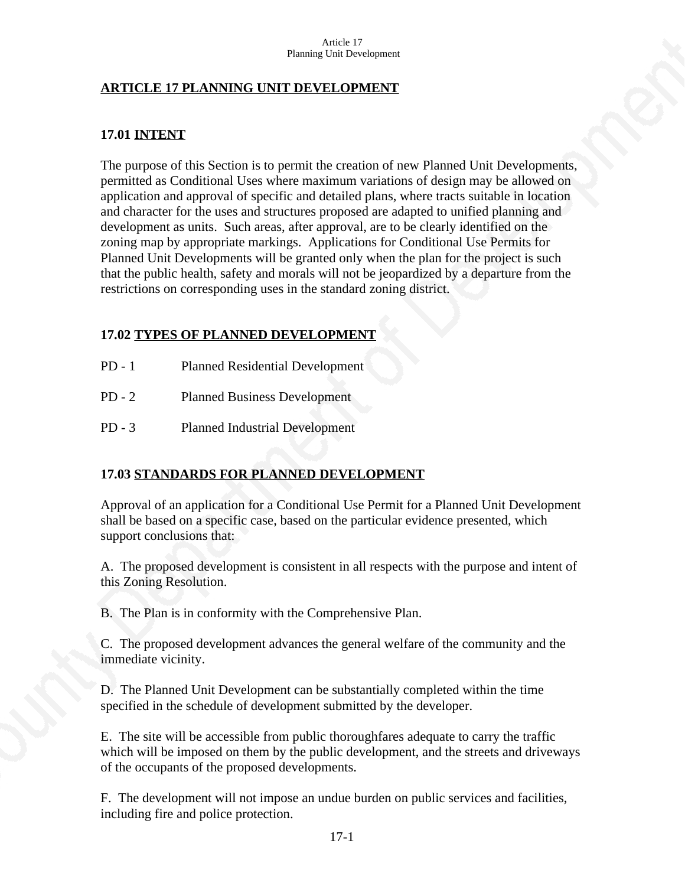# ARTICLE 17 PLANNING UNIT DEVELOPMENT

## 17.01 INTENT

The purpose of this Section is to permit the creation of new Planned Unit Developments, permitted as Conditional Uses where maximum variations of design may be allowed on application and approval of specific and detailed plans, where tracts suitable in location and character for the uses and structures proposed are adapted to unified planning and development as units. Such areas, after approval, are to be clearly identified on the zoning map by appropriate markings. Applications for Conditional Use Permits for Planned Unit Developments will be granted only when the plan for the project is such that the public health, safety and morals will not be jeopardized by a departure from the restrictions on corresponding uses in the standard zoning district.

## 17.02 TYPES OF PLANNED DEVELOPMENT

PD - 1 Planned Residential Development

PD - 2 Planned Business Development

PD - 3 Planned Industrial Development

## 17.03 STANDARDS FOR PLANNED DEVELOPMENT

Approval of an application for a Conditional Use Permit for a Planned Unit Development shall be based on a specific case, based on the particular evidence presented, which support conclusions that:

A. The proposed development is consistent in all respects with the purpose and intent of this Zoning Resolution.

B. The Plan is in conformity with the Comprehensive Plan.

C. The proposed development advances the general welfare of the community and the immediate vicinity.

D. The Planned Unit Development can be substantially completed within the time specified in the schedule of development submitted by the developer.

E. The site will be accessible from public thoroughfares adequate to carry the traffic which will be imposed on them by the public development, and the streets and driveways of the occupants of the proposed developments.

F. The development will not impose an undue burden on public services and facilities, including fire and police protection.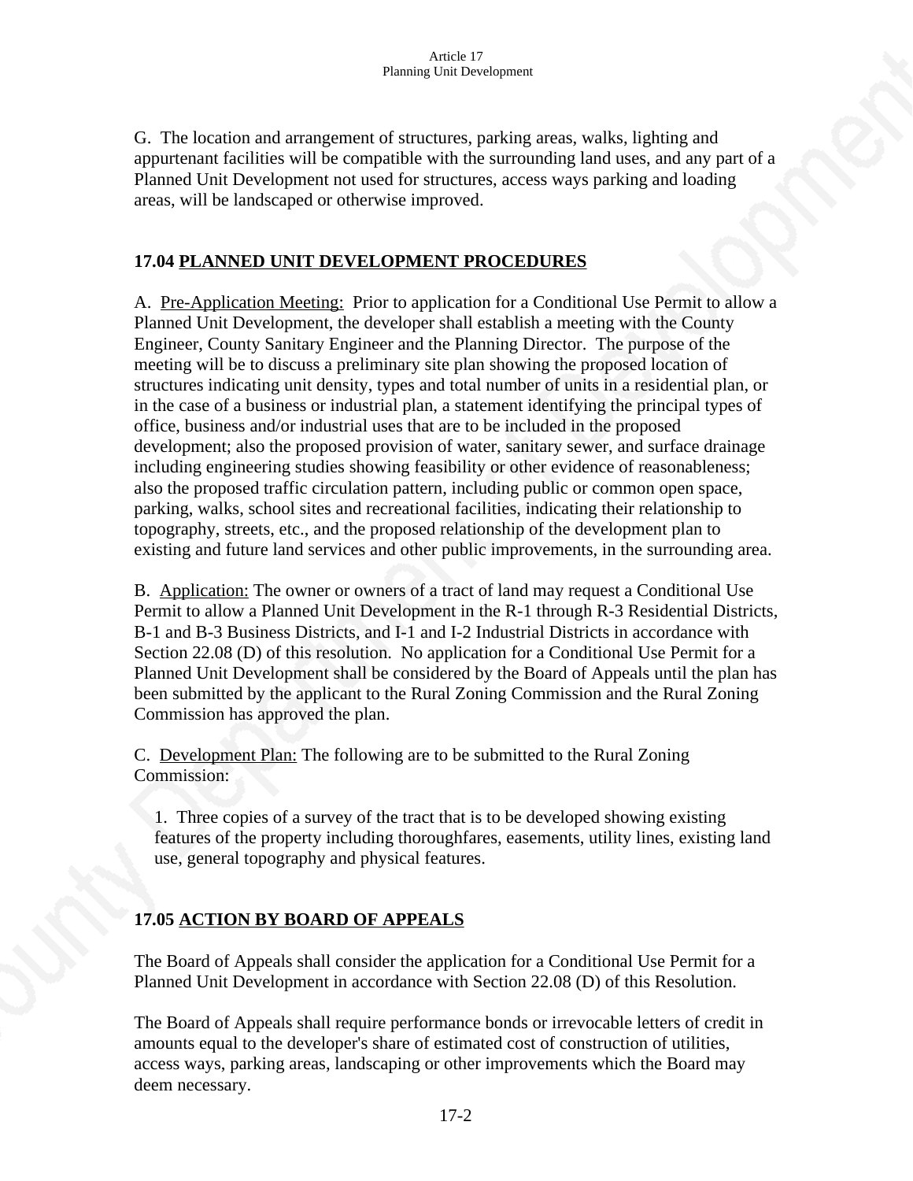G. The location and arrangement of structures, parking areas, walks, lighting and appurtenant facilities will be compatible with the surrounding land uses, and any part of a Planned Unit Development not used for structures, access ways parking and loading areas, will be landscaped or otherwise improved.

## 17.04 PLANNED UNIT DEVELOPMENT PROCEDURES

A. Pre-Application Meeting: Prior to application for a Conditional Use Permit to allow a Planned Unit Development, the developer shall establish a meeting with the County Engineer, County Sanitary Engineer and the Planning Director. The purpose of the meeting will be to discuss a preliminary site plan showing the proposed location of structures indicating unit density, types and total number of units in a residential plan, or in the case of a business or industrial plan, a statement identifying the principal types of office, business and/or industrial uses that are to be included in the proposed development; also the proposed provision of water, sanitary sewer, and surface drainage including engineering studies showing feasibility or other evidence of reasonableness; also the proposed traffic circulation pattern, including public or common open space, parking, walks, school sites and recreational facilities, indicating their relationship to topography, streets, etc., and the proposed relationship of the development plan to existing and future land services and other public improvements, in the surrounding area.

B. Application: The owner or owners of a tract of land may request a Conditional Use Permit to allow a Planned Unit Development in the R-1 through R-3 Residential Districts, B-1 and B-3 Business Districts, and I-1 and I-2 Industrial Districts in accordance with Section 22.08 (D) of this resolution. No application for a Conditional Use Permit for a Planned Unit Development shall be considered by the Board of Appeals until the plan has been submitted by the applicant to the Rural Zoning Commission and the Rural Zoning Commission has approved the plan.

C. Development Plan: The following are to be submitted to the Rural Zoning Commission:

1. Three copies of a survey of the tract that is to be developed showing existing features of the property including thoroughfares, easements, utility lines, existing land use, general topography and physical features.

## 17.05 ACTION BY BOARD OF APPEALS

The Board of Appeals shall consider the application for a Conditional Use Permit for a Planned Unit Development in accordance with Section 22.08 (D) of this Resolution.

The Board of Appeals shall require performance bonds or irrevocable letters of credit in amounts equal to the developer's share of estimated cost of construction of utilities, access ways, parking areas, landscaping or other improvements which the Board may deem necessary.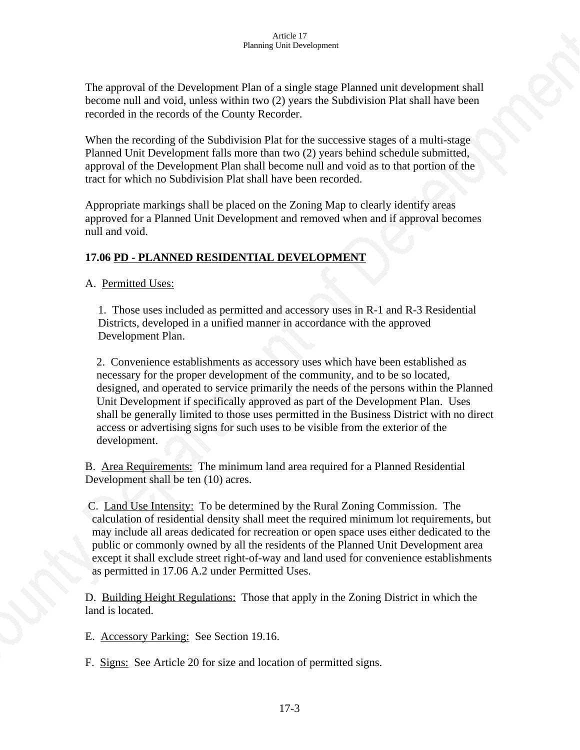The approval of the Development Plan of a single stage Planned unit development shall become null and void, unless within two (2) years the Subdivision Plat shall have been recorded in the records of the County Recorder.

When the recording of the Subdivision Plat for the successive stages of a multi-stage Planned Unit Development falls more than two (2) years behind schedule submitted, approval of the Development Plan shall become null and void as to that portion of the tract for which no Subdivision Plat shall have been recorded.

Appropriate markings shall be placed on the Zoning Map to clearly identify areas approved for a Planned Unit Development and removed when and if approval becomes null and void.

## 17.06 PD - PLANNED RESIDENTIAL DEVELOPMENT

A. Permitted Uses:

1. Those uses included as permitted and accessory uses in R-1 and R-3 Residential Districts, developed in a unified manner in accordance with the approved Development Plan.

2. Convenience establishments as accessory uses which have been established as necessary for the proper development of the community, and to be so located, designed, and operated to service primarily the needs of the persons within the Planned Unit Development if specifically approved as part of the Development Plan. Uses shall be generally limited to those uses permitted in the Business District with no direct access or advertising signs for such uses to be visible from the exterior of the development.

B. Area Requirements: The minimum land area required for a Planned Residential Development shall be ten (10) acres.

C. Land Use Intensity: To be determined by the Rural Zoning Commission. The calculation of residential density shall meet the required minimum lot requirements, but may include all areas dedicated for recreation or open space uses either dedicated to the public or commonly owned by all the residents of the Planned Unit Development area except it shall exclude street right-of-way and land used for convenience establishments as permitted in 17.06 A.2 under Permitted Uses.

D. Building Height Regulations: Those that apply in the Zoning District in which the land is located.

E. Accessory Parking: See Section 19.16.

F. Signs: See Article 20 for size and location of permitted signs.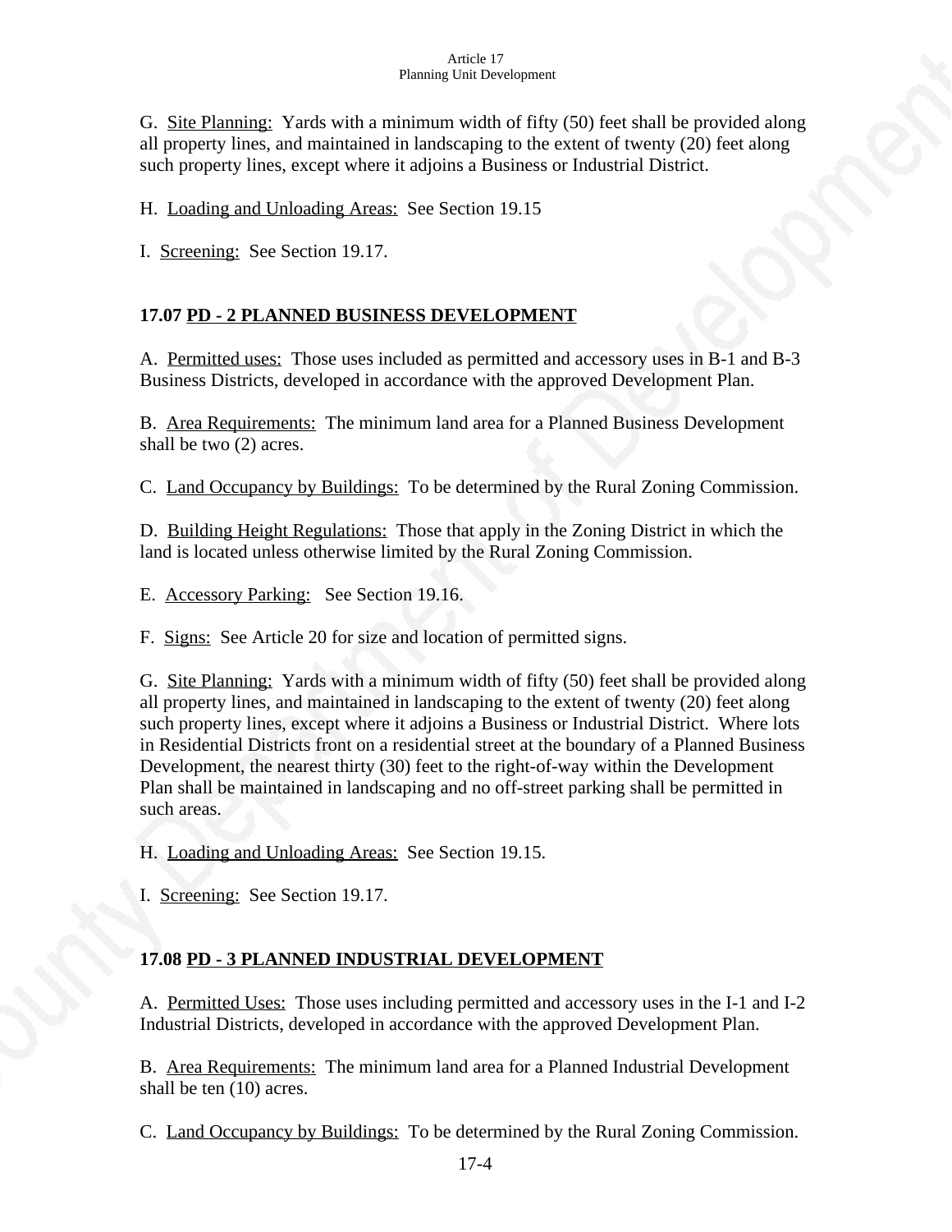G. Site Planning: Yards with a minimum width of fifty (50) feet shall be provided along all property lines, and maintained in landscaping to the extent of twenty (20) feet along such property lines, except where it adjoins a Business or Industrial District.

H. Loading and Unloading Areas: See Section 19.15

I. Screening: See Section 19.17.

## 17.07 PD - 2 PLANNED BUSINESS DEVELOPMENT

A. Permitted uses: Those uses included as permitted and accessory uses in B-1 and B-3 Business Districts, developed in accordance with the approved Development Plan.

B. Area Requirements: The minimum land area for a Planned Business Development shall be two (2) acres.

C. Land Occupancy by Buildings: To be determined by the Rural Zoning Commission.

D. Building Height Regulations: Those that apply in the Zoning District in which the land is located unless otherwise limited by the Rural Zoning Commission.

E. Accessory Parking: See Section 19.16.

F. Signs: See Article 20 for size and location of permitted signs.

G. Site Planning: Yards with a minimum width of fifty (50) feet shall be provided along all property lines, and maintained in landscaping to the extent of twenty (20) feet along such property lines, except where it adjoins a Business or Industrial District. Where lots in Residential Districts front on a residential street at the boundary of a Planned Business Development, the nearest thirty (30) feet to the right-of-way within the Development Plan shall be maintained in landscaping and no off-street parking shall be permitted in such areas.

H. Loading and Unloading Areas: See Section 19.15.

I. Screening: See Section 19.17.

## 17.08 PD - 3 PLANNED INDUSTRIAL DEVELOPMENT

A. Permitted Uses: Those uses including permitted and accessory uses in the I-1 and I-2 Industrial Districts, developed in accordance with the approved Development Plan.

B. Area Requirements: The minimum land area for a Planned Industrial Development shall be ten (10) acres.

C. Land Occupancy by Buildings: To be determined by the Rural Zoning Commission.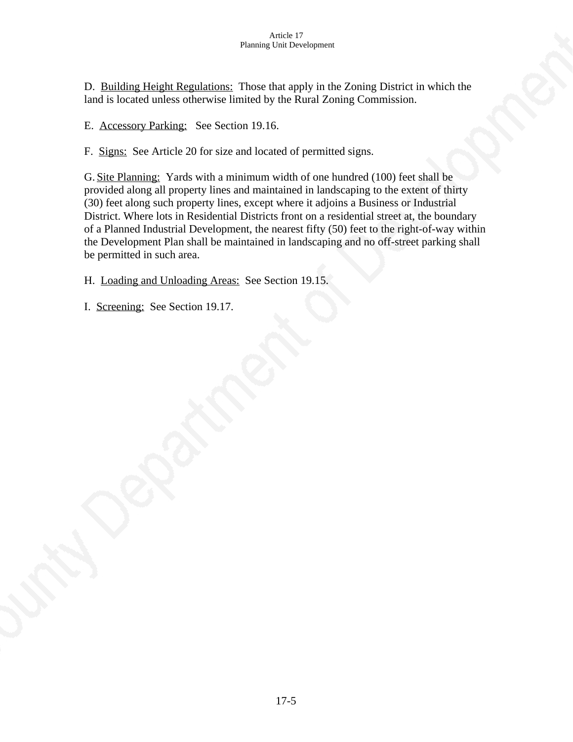D. <u>Building Height Regulations:</u> Those that apply in the Zoning District in which the land is located unless otherwise limited by the Rural Zoning Commission.

E. <u>Accessory Parking:</u> See Section 19.16.

F. <u>Signs:</u> See Article 20 for size and located of permitted signs.

G. <u>Site Planning:</u> Yards with a minimum width of one hundred (100) feet shall be provided along all property lines and maintained in landscaping to the extent of thirty (30) feet along such property lines, except where it adjoins a Business or Industrial District. Where lots in Residential Districts front on a residential street at, the boundary of a Planned Industrial Development, the nearest fifty (50) feet to the right-of-way within the Development Plan shall be maintained in landscaping and no off-street parking shall be permitted in such area.

H. <u>Loading and Unloading Areas:</u> See Section 19.15.

I. <u>Screening:</u> See Section 19.17.